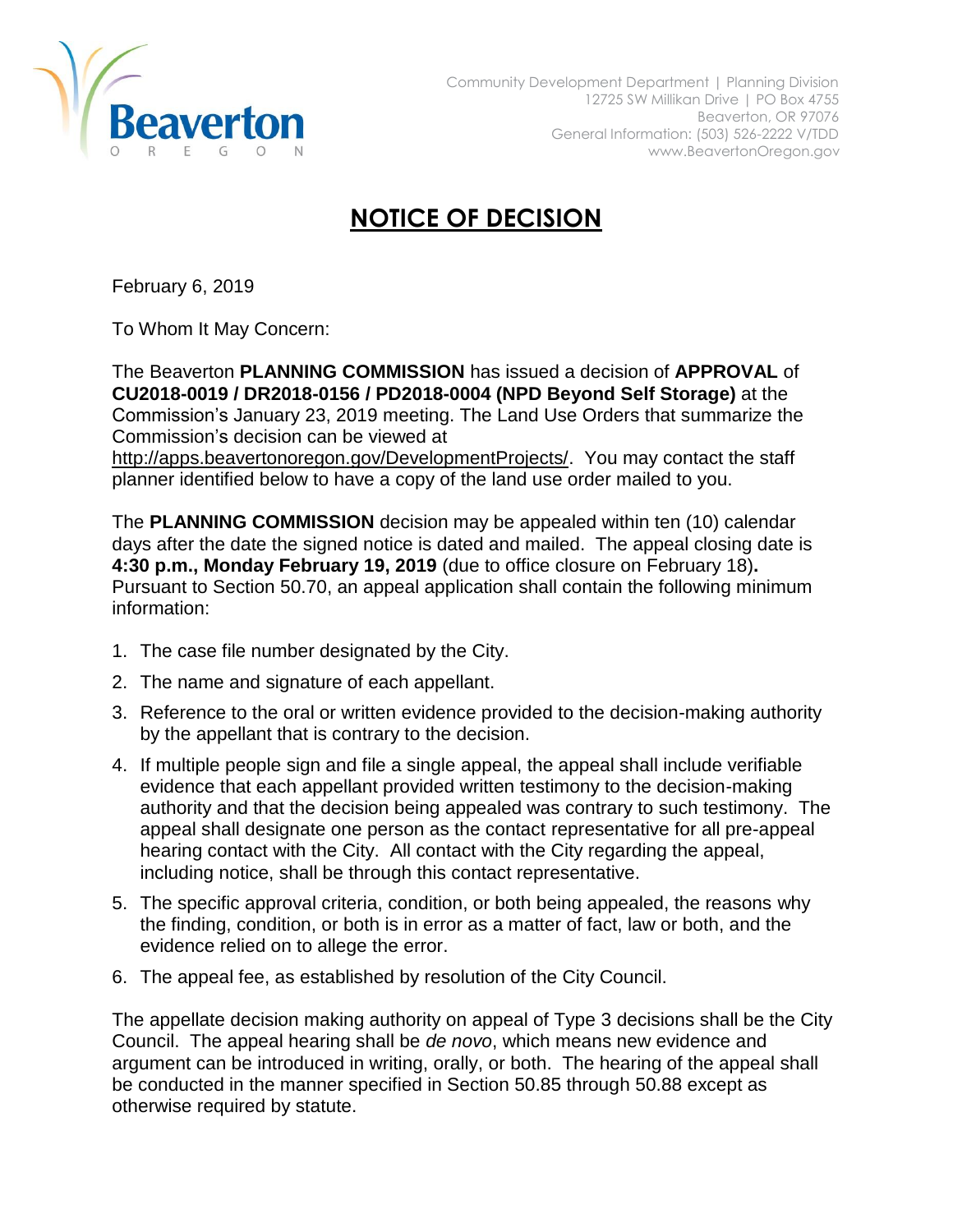Beaverton OREGON

Community Development Department | Planning Division
12725 SW Millikan Drive | PO Box 4755
Beaverton, OR 97076
General Information: (503) 526-2222 V/TDD
www.BeavertonOregon.gov

# NOTICE OF DECISION

February 6, 2019

To Whom It May Concern:

The Beaverton **PLANNING COMMISSION** has issued a decision of **APPROVAL** of **CU2018-0019 / DR2018-0156 / PD2018-0004 (NPD Beyond Self Storage)** at the Commission's January 23, 2019 meeting. The Land Use Orders that summarize the Commission's decision can be viewed at http://apps.beavertonoregon.gov/DevelopmentProjects/. You may contact the staff planner identified below to have a copy of the land use order mailed to you.

The **PLANNING COMMISSION** decision may be appealed within ten (10) calendar days after the date the signed notice is dated and mailed. The appeal closing date is **4:30 p.m., Monday February 19, 2019** (due to office closure on February 18)**.** Pursuant to Section 50.70, an appeal application shall contain the following minimum information:

1. The case file number designated by the City.
2. The name and signature of each appellant.
3. Reference to the oral or written evidence provided to the decision-making authority by the appellant that is contrary to the decision.
4. If multiple people sign and file a single appeal, the appeal shall include verifiable evidence that each appellant provided written testimony to the decision-making authority and that the decision being appealed was contrary to such testimony. The appeal shall designate one person as the contact representative for all pre-appeal hearing contact with the City. All contact with the City regarding the appeal, including notice, shall be through this contact representative.
5. The specific approval criteria, condition, or both being appealed, the reasons why the finding, condition, or both is in error as a matter of fact, law or both, and the evidence relied on to allege the error.
6. The appeal fee, as established by resolution of the City Council.

The appellate decision making authority on appeal of Type 3 decisions shall be the City Council. The appeal hearing shall be *de novo*, which means new evidence and argument can be introduced in writing, orally, or both. The hearing of the appeal shall be conducted in the manner specified in Section 50.85 through 50.88 except as otherwise required by statute.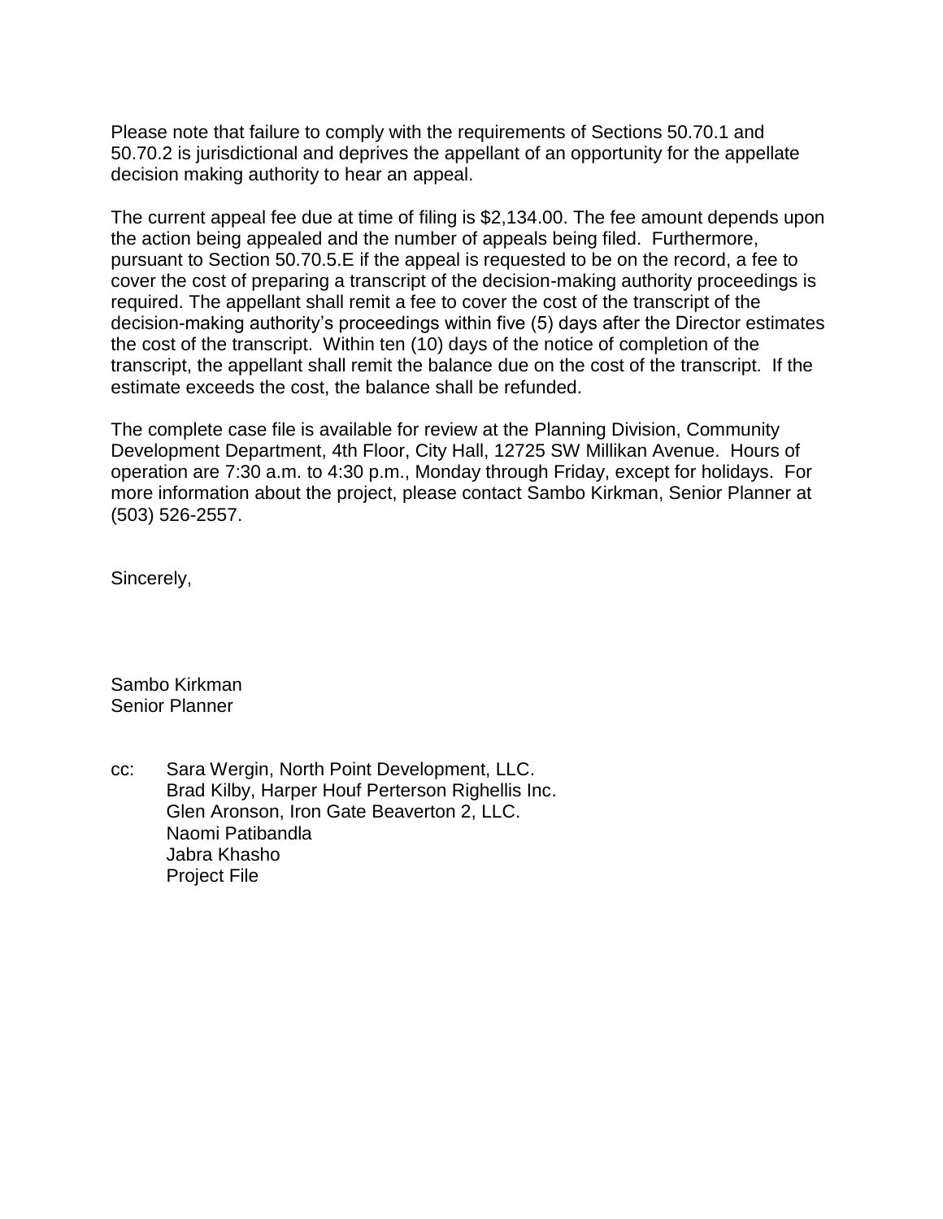Please note that failure to comply with the requirements of Sections 50.70.1 and 50.70.2 is jurisdictional and deprives the appellant of an opportunity for the appellate decision making authority to hear an appeal.

The current appeal fee due at time of filing is $2,134.00. The fee amount depends upon the action being appealed and the number of appeals being filed. Furthermore, pursuant to Section 50.70.5.E if the appeal is requested to be on the record, a fee to cover the cost of preparing a transcript of the decision-making authority proceedings is required. The appellant shall remit a fee to cover the cost of the transcript of the decision-making authority's proceedings within five (5) days after the Director estimates the cost of the transcript. Within ten (10) days of the notice of completion of the transcript, the appellant shall remit the balance due on the cost of the transcript. If the estimate exceeds the cost, the balance shall be refunded.

The complete case file is available for review at the Planning Division, Community Development Department, 4th Floor, City Hall, 12725 SW Millikan Avenue. Hours of operation are 7:30 a.m. to 4:30 p.m., Monday through Friday, except for holidays. For more information about the project, please contact Sambo Kirkman, Senior Planner at (503) 526-2557.

Sincerely,

Sambo Kirkman
Senior Planner

cc: Sara Wergin, North Point Development, LLC.
Brad Kilby, Harper Houf Perterson Righellis Inc.
Glen Aronson, Iron Gate Beaverton 2, LLC.
Naomi Patibandla
Jabra Khasho
Project File